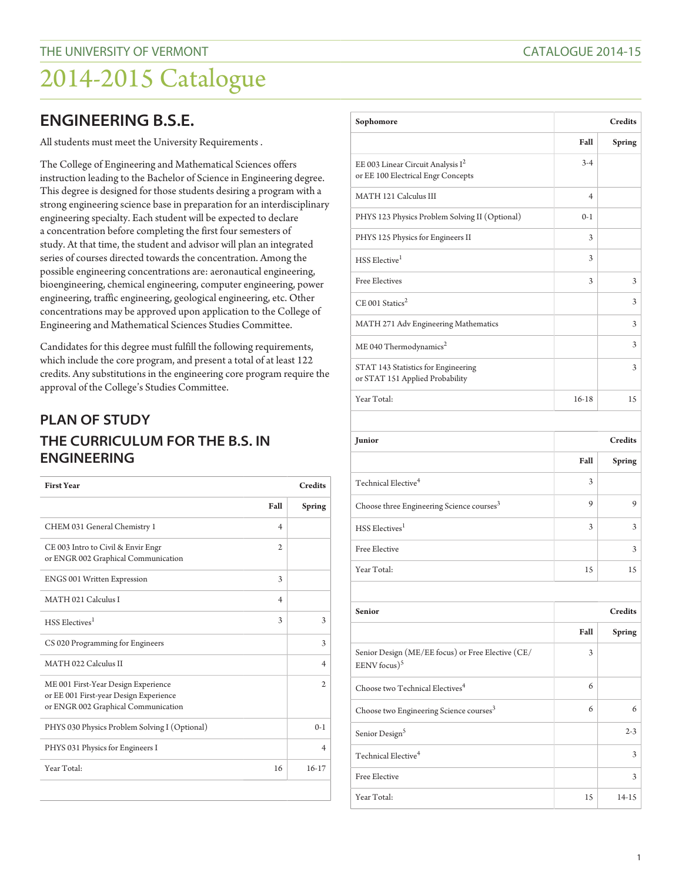## ENGINEERING B.S.E.

All students must meet the University Requirements .

The College of Engineering and Mathematical Sciences offers instruction leading to the Bachelor of Science in Engineering degree. This degree is designed for those students desiring a program with a strong engineering science base in preparation for an interdisciplinary engineering specialty. Each student will be expected to declare a concentration before completing the first four semesters of study. At that time, the student and advisor will plan an integrated series of courses directed towards the concentration. Among the possible engineering concentrations are: aeronautical engineering, bioengineering, chemical engineering, computer engineering, power engineering, traffic engineering, geological engineering, etc. Other concentrations may be approved upon application to the College of Engineering and Mathematical Sciences Studies Committee.

Candidates for this degree must fulfill the following requirements, which include the core program, and present a total of at least 122 credits. Any substitutions in the engineering core program require the approval of the College's Studies Committee.

## PLAN OF STUDY

## THE CURRICULUM FOR THE B.S. IN ENGINEERING

| First Year | Credits | |
|---|---|---|
| | Fall | Spring |
| CHEM 031 General Chemistry 1 | 4 | |
| CE 003 Intro to Civil & Envir Engr or ENGR 002 Graphical Communication | 2 | |
| ENGS 001 Written Expression | 3 | |
| MATH 021 Calculus I | 4 | |
| HSS Electives[1] | 3 | 3 |
| CS 020 Programming for Engineers | | 3 |
| MATH 022 Calculus II | | 4 |
| ME 001 First-Year Design Experience or EE 001 First-year Design Experience or ENGR 002 Graphical Communication | | 2 |
| PHYS 030 Physics Problem Solving I (Optional) | | 0-1 |
| PHYS 031 Physics for Engineers I | | 4 |
| Year Total: | 16 | 16-17 |

| Sophomore | Credits | |
|---|---|---|
| | Fall | Spring |
| EE 003 Linear Circuit Analysis I[2] or EE 100 Electrical Engr Concepts | 3-4 | |
| MATH 121 Calculus III | 4 | |
| PHYS 123 Physics Problem Solving II (Optional) | 0-1 | |
| PHYS 125 Physics for Engineers II | 3 | |
| HSS Elective[1] | 3 | |
| Free Electives | 3 | 3 |
| CE 001 Statics[2] | | 3 |
| MATH 271 Adv Engineering Mathematics | | 3 |
| ME 040 Thermodynamics[2] | | 3 |
| STAT 143 Statistics for Engineering or STAT 151 Applied Probability | | 3 |
| Year Total: | 16-18 | 15 |

| Junior | Credits | |
|---|---|---|
| | Fall | Spring |
| Technical Elective[4] | 3 | |
| Choose three Engineering Science courses[3] | 9 | 9 |
| HSS Electives[1] | 3 | 3 |
| Free Elective | | 3 |
| Year Total: | 15 | 15 |

| Senior | Credits | |
|---|---|---|
| | Fall | Spring |
| Senior Design (ME/EE focus) or Free Elective (CE/EENV focus)[5] | 3 | |
| Choose two Technical Electives[4] | 6 | |
| Choose two Engineering Science courses[3] | 6 | 6 |
| Senior Design[5] | | 2-3 |
| Technical Elective[4] | | 3 |
| Free Elective | | 3 |
| Year Total: | 15 | 14-15 |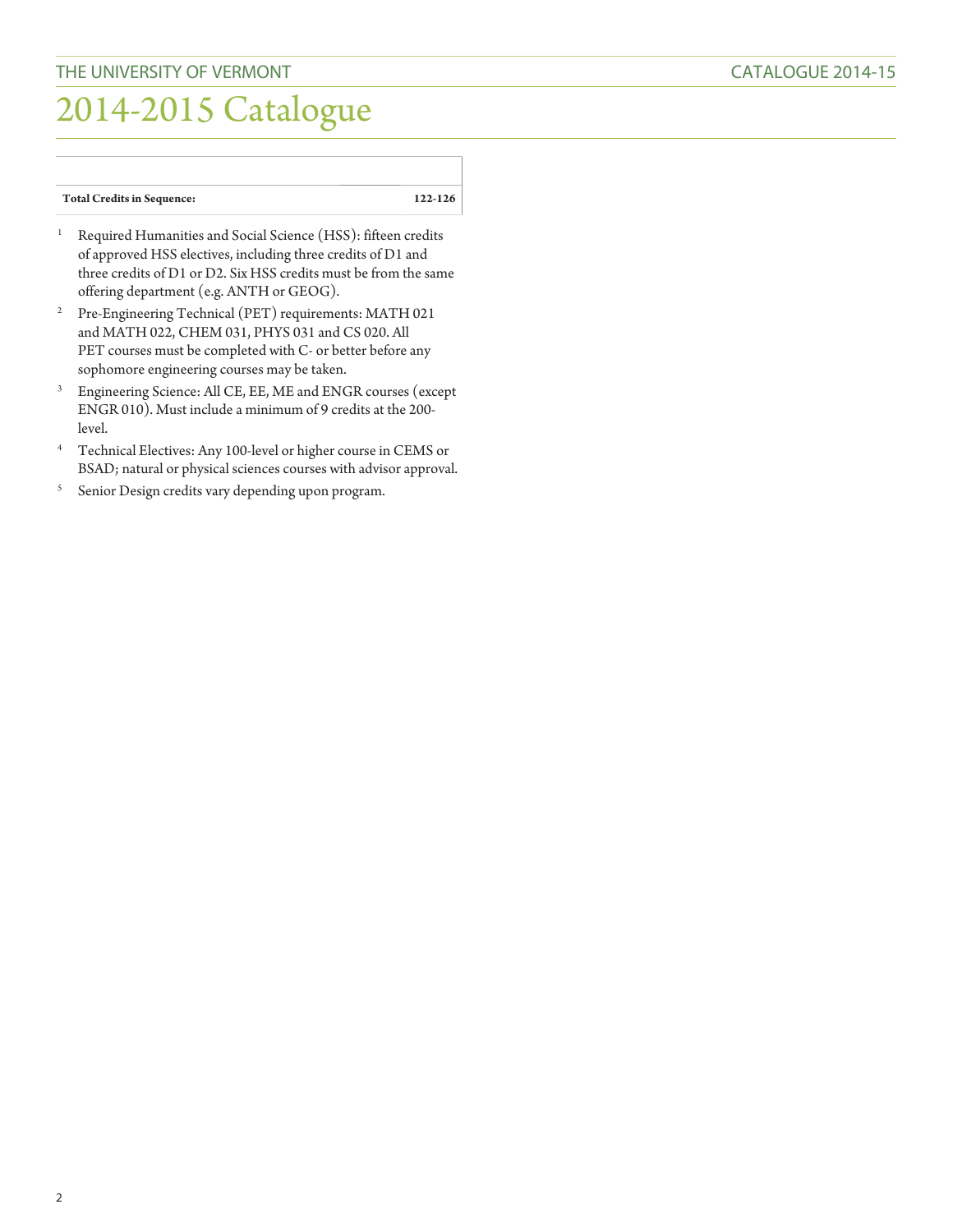| | |
|---|---|
| **Total Credits in Sequence:** | **122-126** |

[1] Required Humanities and Social Science (HSS): fifteen credits of approved HSS electives, including three credits of D1 and three credits of D1 or D2. Six HSS credits must be from the same offering department (e.g. ANTH or GEOG).

[2] Pre-Engineering Technical (PET) requirements: MATH 021 and MATH 022, CHEM 031, PHYS 031 and CS 020. All PET courses must be completed with C- or better before any sophomore engineering courses may be taken.

[3] Engineering Science: All CE, EE, ME and ENGR courses (except ENGR 010). Must include a minimum of 9 credits at the 200-level.

[4] Technical Electives: Any 100-level or higher course in CEMS or BSAD; natural or physical sciences courses with advisor approval.

[5] Senior Design credits vary depending upon program.